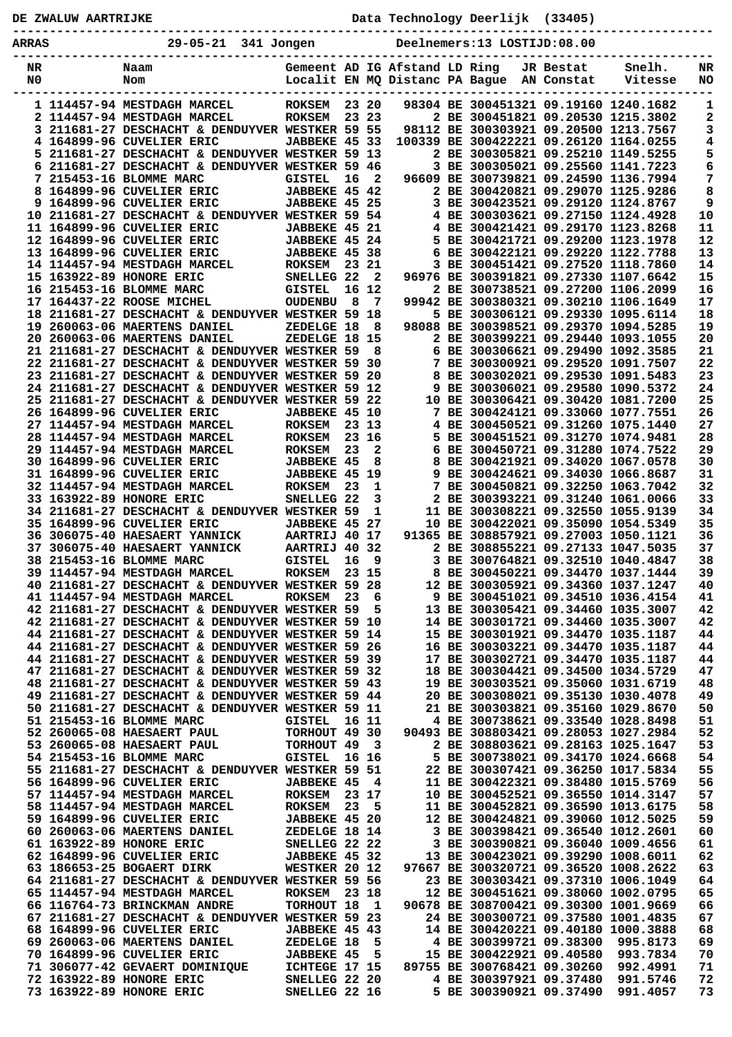DE ZWALUW AARTRIJKE Data Technology Deerlijk (33405)

ARRAS 29-05-21 341 Jongen Deelnemers:13 LOSTIJD:08.00

| NR N0 | Naam Nom | Gemeent Localit | AD EN | IG MQ | Afstand Distanc | LD PA | Ring Bague | JR AN | Bestat Constat | Snelh. Vitesse | NR NO |
|---|---|---|---|---|---|---|---|---|---|---|---|
| 1 | 114457-94 MESTDAGH MARCEL | ROKSEM | 23 | 20 | 98304 | BE | 3004513 | 21 | 09.19160 | 1240.1682 | 1 |
| 2 | 114457-94 MESTDAGH MARCEL | ROKSEM | 23 | 23 | 2 | BE | 3004518 | 21 | 09.20530 | 1215.3802 | 2 |
| 3 | 211681-27 DESCHACHT & DENDUYVER | WESTKER | 59 | 55 | 98112 | BE | 3003039 | 21 | 09.20500 | 1213.7567 | 3 |
| 4 | 164899-96 CUVELIER ERIC | JABBEKE | 45 | 33 | 100339 | BE | 3004222 | 21 | 09.26120 | 1164.0255 | 4 |
| 5 | 211681-27 DESCHACHT & DENDUYVER | WESTKER | 59 | 13 | 2 | BE | 3003058 | 21 | 09.25210 | 1149.5255 | 5 |
| 6 | 211681-27 DESCHACHT & DENDUYVER | WESTKER | 59 | 46 | 3 | BE | 3003050 | 21 | 09.25560 | 1141.7223 | 6 |
| 7 | 215453-16 BLOMME MARC | GISTEL | 16 | 2 | 96609 | BE | 3007398 | 21 | 09.24590 | 1136.7994 | 7 |
| 8 | 164899-96 CUVELIER ERIC | JABBEKE | 45 | 42 | 2 | BE | 3004208 | 21 | 09.29070 | 1125.9286 | 8 |
| 9 | 164899-96 CUVELIER ERIC | JABBEKE | 45 | 25 | 3 | BE | 3004235 | 21 | 09.29120 | 1124.8767 | 9 |
| 10 | 211681-27 DESCHACHT & DENDUYVER | WESTKER | 59 | 54 | 4 | BE | 3003036 | 21 | 09.27150 | 1124.4928 | 10 |
| 11 | 164899-96 CUVELIER ERIC | JABBEKE | 45 | 21 | 4 | BE | 3004214 | 21 | 09.29170 | 1123.8268 | 11 |
| 12 | 164899-96 CUVELIER ERIC | JABBEKE | 45 | 24 | 5 | BE | 3004217 | 21 | 09.29200 | 1123.1978 | 12 |
| 13 | 164899-96 CUVELIER ERIC | JABBEKE | 45 | 38 | 6 | BE | 3004221 | 21 | 09.29220 | 1122.7788 | 13 |
| 14 | 114457-94 MESTDAGH MARCEL | ROKSEM | 23 | 21 | 3 | BE | 3004514 | 21 | 09.27520 | 1118.7860 | 14 |
| 15 | 163922-89 HONORE ERIC | SNELLEG | 22 | 2 | 96976 | BE | 3003918 | 21 | 09.27330 | 1107.6642 | 15 |
| 16 | 215453-16 BLOMME MARC | GISTEL | 16 | 12 | 2 | BE | 3007385 | 21 | 09.27200 | 1106.2099 | 16 |
| 17 | 164437-22 ROOSE MICHEL | OUDENBU | 8 | 7 | 99942 | BE | 3003803 | 21 | 09.30210 | 1106.1649 | 17 |
| 18 | 211681-27 DESCHACHT & DENDUYVER | WESTKER | 59 | 18 | 5 | BE | 3003061 | 21 | 09.29330 | 1095.6114 | 18 |
| 19 | 260063-06 MAERTENS DANIEL | ZEDELGE | 18 | 8 | 98088 | BE | 3003985 | 21 | 09.29370 | 1094.5285 | 19 |
| 20 | 260063-06 MAERTENS DANIEL | ZEDELGE | 18 | 15 | 2 | BE | 3003992 | 21 | 09.29440 | 1093.1055 | 20 |
| 21 | 211681-27 DESCHACHT & DENDUYVER | WESTKER | 59 | 8 | 6 | BE | 3003066 | 21 | 09.29490 | 1092.3585 | 21 |
| 22 | 211681-27 DESCHACHT & DENDUYVER | WESTKER | 59 | 30 | 7 | BE | 3003009 | 21 | 09.29520 | 1091.7507 | 22 |
| 23 | 211681-27 DESCHACHT & DENDUYVER | WESTKER | 59 | 20 | 8 | BE | 3003020 | 21 | 09.29530 | 1091.5483 | 23 |
| 24 | 211681-27 DESCHACHT & DENDUYVER | WESTKER | 59 | 12 | 9 | BE | 3003060 | 21 | 09.29580 | 1090.5372 | 24 |
| 25 | 211681-27 DESCHACHT & DENDUYVER | WESTKER | 59 | 22 | 10 | BE | 3003064 | 21 | 09.30420 | 1081.7200 | 25 |
| 26 | 164899-96 CUVELIER ERIC | JABBEKE | 45 | 10 | 7 | BE | 3004241 | 21 | 09.33060 | 1077.7551 | 26 |
| 27 | 114457-94 MESTDAGH MARCEL | ROKSEM | 23 | 13 | 4 | BE | 3004505 | 21 | 09.31260 | 1075.1440 | 27 |
| 28 | 114457-94 MESTDAGH MARCEL | ROKSEM | 23 | 16 | 5 | BE | 3004515 | 21 | 09.31270 | 1074.9481 | 28 |
| 29 | 114457-94 MESTDAGH MARCEL | ROKSEM | 23 | 2 | 6 | BE | 3004507 | 21 | 09.31280 | 1074.7522 | 29 |
| 30 | 164899-96 CUVELIER ERIC | JABBEKE | 45 | 8 | 8 | BE | 3004219 | 21 | 09.34020 | 1067.0578 | 30 |
| 31 | 164899-96 CUVELIER ERIC | JABBEKE | 45 | 19 | 9 | BE | 3004246 | 21 | 09.34030 | 1066.8687 | 31 |
| 32 | 114457-94 MESTDAGH MARCEL | ROKSEM | 23 | 1 | 7 | BE | 3004508 | 21 | 09.32250 | 1063.7042 | 32 |
| 33 | 163922-89 HONORE ERIC | SNELLEG | 22 | 3 | 2 | BE | 3003932 | 21 | 09.31240 | 1061.0066 | 33 |
| 34 | 211681-27 DESCHACHT & DENDUYVER | WESTKER | 59 | 1 | 11 | BE | 3003082 | 21 | 09.32550 | 1055.9139 | 34 |
| 35 | 164899-96 CUVELIER ERIC | JABBEKE | 45 | 27 | 10 | BE | 3004220 | 21 | 09.35090 | 1054.5349 | 35 |
| 36 | 306075-40 HAESAERT YANNICK | AARTRIJ | 40 | 17 | 91365 | BE | 3088579 | 21 | 09.27003 | 1050.1121 | 36 |
| 37 | 306075-40 HAESAERT YANNICK | AARTRIJ | 40 | 32 | 2 | BE | 3088552 | 21 | 09.27133 | 1047.5035 | 37 |
| 38 | 215453-16 BLOMME MARC | GISTEL | 16 | 9 | 3 | BE | 3007648 | 21 | 09.32510 | 1040.4847 | 38 |
| 39 | 114457-94 MESTDAGH MARCEL | ROKSEM | 23 | 15 | 8 | BE | 3004500 | 21 | 09.34470 | 1037.1444 | 39 |
| 40 | 211681-27 DESCHACHT & DENDUYVER | WESTKER | 59 | 28 | 12 | BE | 3003059 | 21 | 09.34360 | 1037.1247 | 40 |
| 41 | 114457-94 MESTDAGH MARCEL | ROKSEM | 23 | 6 | 9 | BE | 3004510 | 21 | 09.34510 | 1036.4154 | 41 |
| 42 | 211681-27 DESCHACHT & DENDUYVER | WESTKER | 59 | 5 | 13 | BE | 3003054 | 21 | 09.34460 | 1035.3007 | 42 |
| 42 | 211681-27 DESCHACHT & DENDUYVER | WESTKER | 59 | 10 | 14 | BE | 3003017 | 21 | 09.34460 | 1035.3007 | 42 |
| 44 | 211681-27 DESCHACHT & DENDUYVER | WESTKER | 59 | 14 | 15 | BE | 3003019 | 21 | 09.34470 | 1035.1187 | 44 |
| 44 | 211681-27 DESCHACHT & DENDUYVER | WESTKER | 59 | 26 | 16 | BE | 3003032 | 21 | 09.34470 | 1035.1187 | 44 |
| 44 | 211681-27 DESCHACHT & DENDUYVER | WESTKER | 59 | 39 | 17 | BE | 3003027 | 21 | 09.34470 | 1035.1187 | 44 |
| 47 | 211681-27 DESCHACHT & DENDUYVER | WESTKER | 59 | 32 | 18 | BE | 3003044 | 21 | 09.34500 | 1034.5729 | 47 |
| 48 | 211681-27 DESCHACHT & DENDUYVER | WESTKER | 59 | 43 | 19 | BE | 3003035 | 21 | 09.35060 | 1031.6719 | 48 |
| 49 | 211681-27 DESCHACHT & DENDUYVER | WESTKER | 59 | 44 | 20 | BE | 3003080 | 21 | 09.35130 | 1030.4078 | 49 |
| 50 | 211681-27 DESCHACHT & DENDUYVER | WESTKER | 59 | 11 | 21 | BE | 3003038 | 21 | 09.35160 | 1029.8670 | 50 |
| 51 | 215453-16 BLOMME MARC | GISTEL | 16 | 11 | 4 | BE | 3007386 | 21 | 09.33540 | 1028.8498 | 51 |
| 52 | 260065-08 HAESAERT PAUL | TORHOUT | 49 | 30 | 90493 | BE | 3088034 | 21 | 09.28053 | 1027.2984 | 52 |
| 53 | 260065-08 HAESAERT PAUL | TORHOUT | 49 | 3 | 2 | BE | 3088036 | 21 | 09.28163 | 1025.1647 | 53 |
| 54 | 215453-16 BLOMME MARC | GISTEL | 16 | 16 | 5 | BE | 3007380 | 21 | 09.34170 | 1024.6668 | 54 |
| 55 | 211681-27 DESCHACHT & DENDUYVER | WESTKER | 59 | 51 | 22 | BE | 3003074 | 21 | 09.36250 | 1017.5834 | 55 |
| 56 | 164899-96 CUVELIER ERIC | JABBEKE | 45 | 4 | 11 | BE | 3004223 | 21 | 09.38480 | 1015.5769 | 56 |
| 57 | 114457-94 MESTDAGH MARCEL | ROKSEM | 23 | 17 | 10 | BE | 3004525 | 21 | 09.36550 | 1014.3147 | 57 |
| 58 | 114457-94 MESTDAGH MARCEL | ROKSEM | 23 | 5 | 11 | BE | 3004528 | 21 | 09.36590 | 1013.6175 | 58 |
| 59 | 164899-96 CUVELIER ERIC | JABBEKE | 45 | 20 | 12 | BE | 3004248 | 21 | 09.39060 | 1012.5025 | 59 |
| 60 | 260063-06 MAERTENS DANIEL | ZEDELGE | 18 | 14 | 3 | BE | 3003984 | 21 | 09.36540 | 1012.2601 | 60 |
| 61 | 163922-89 HONORE ERIC | SNELLEG | 22 | 22 | 3 | BE | 3003908 | 21 | 09.36040 | 1009.4656 | 61 |
| 62 | 164899-96 CUVELIER ERIC | JABBEKE | 45 | 32 | 13 | BE | 3004230 | 21 | 09.39290 | 1008.6011 | 62 |
| 63 | 186653-25 BOGAERT DIRK | WESTKER | 20 | 12 | 97667 | BE | 3003207 | 21 | 09.36520 | 1008.2622 | 63 |
| 64 | 211681-27 DESCHACHT & DENDUYVER | WESTKER | 59 | 56 | 23 | BE | 3003034 | 21 | 09.37310 | 1006.1049 | 64 |
| 65 | 114457-94 MESTDAGH MARCEL | ROKSEM | 23 | 18 | 12 | BE | 3004516 | 21 | 09.38060 | 1002.0795 | 65 |
| 66 | 116764-73 BRINCKMAN ANDRE | TORHOUT | 18 | 1 | 90678 | BE | 3087004 | 21 | 09.30300 | 1001.9669 | 66 |
| 67 | 211681-27 DESCHACHT & DENDUYVER | WESTKER | 59 | 23 | 24 | BE | 3003007 | 21 | 09.37580 | 1001.4835 | 67 |
| 68 | 164899-96 CUVELIER ERIC | JABBEKE | 45 | 43 | 14 | BE | 3004202 | 21 | 09.40180 | 1000.3888 | 68 |
| 69 | 260063-06 MAERTENS DANIEL | ZEDELGE | 18 | 5 | 4 | BE | 3003997 | 21 | 09.38300 | 995.8173 | 69 |
| 70 | 164899-96 CUVELIER ERIC | JABBEKE | 45 | 5 | 15 | BE | 3004229 | 21 | 09.40580 | 993.7834 | 70 |
| 71 | 306077-42 GEVAERT DOMINIQUE | ICHTEGE | 17 | 15 | 89755 | BE | 3007682 | 21 | 09.30260 | 992.4991 | 71 |
| 72 | 163922-89 HONORE ERIC | SNELLEG | 22 | 20 | 4 | BE | 3003979 | 21 | 09.37480 | 991.5746 | 72 |
| 73 | 163922-89 HONORE ERIC | SNELLEG | 22 | 16 | 5 | BE | 3003909 | 21 | 09.37490 | 991.4057 | 73 |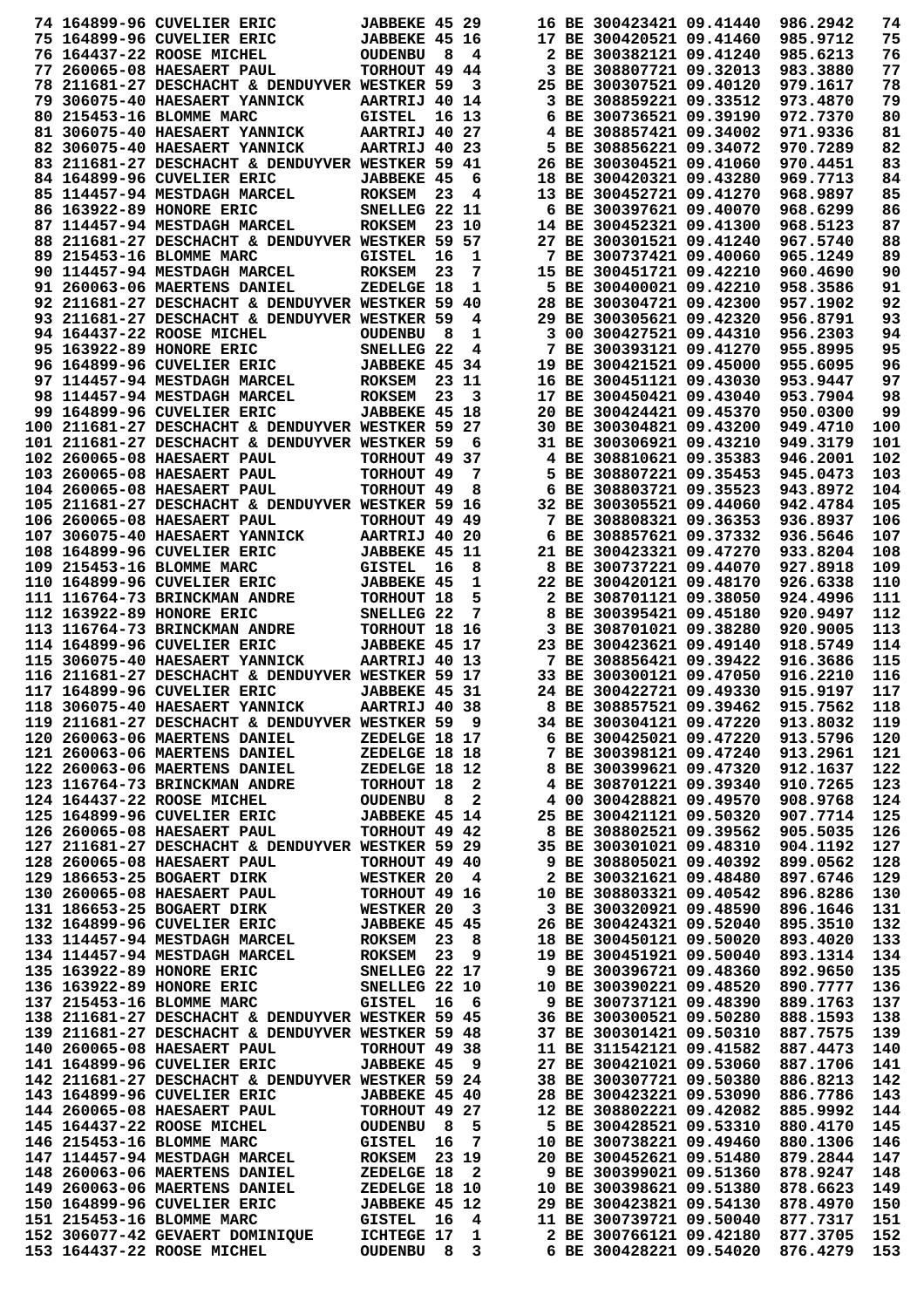| | | | | | | | | | | | |
|---|---|---|---|---|---|---|---|---|---|---|---|
| 74 | 164899-96 | CUVELIER ERIC | JABBEKE | 45 | 29 | 16 | BE | 300423421 | 09.41440 | 986.2942 | 74 |
| 75 | 164899-96 | CUVELIER ERIC | JABBEKE | 45 | 16 | 17 | BE | 300420521 | 09.41460 | 985.9712 | 75 |
| 76 | 164437-22 | ROOSE MICHEL | OUDENBU | 8 | 4 | 2 | BE | 300382121 | 09.41240 | 985.6213 | 76 |
| 77 | 260065-08 | HAESAERT PAUL | TORHOUT | 49 | 44 | 3 | BE | 308807721 | 09.32013 | 983.3880 | 77 |
| 78 | 211681-27 | DESCHACHT & DENDUYVER | WESTKER | 59 | 3 | 25 | BE | 300307521 | 09.40120 | 979.1617 | 78 |
| 79 | 306075-40 | HAESAERT YANNICK | AARTRIJ | 40 | 14 | 3 | BE | 308859221 | 09.33512 | 973.4870 | 79 |
| 80 | 215453-16 | BLOMME MARC | GISTEL | 16 | 13 | 6 | BE | 300736521 | 09.39190 | 972.7370 | 80 |
| 81 | 306075-40 | HAESAERT YANNICK | AARTRIJ | 40 | 27 | 4 | BE | 308857421 | 09.34002 | 971.9336 | 81 |
| 82 | 306075-40 | HAESAERT YANNICK | AARTRIJ | 40 | 23 | 5 | BE | 308856221 | 09.34072 | 970.7289 | 82 |
| 83 | 211681-27 | DESCHACHT & DENDUYVER | WESTKER | 59 | 41 | 26 | BE | 300304521 | 09.41060 | 970.4451 | 83 |
| 84 | 164899-96 | CUVELIER ERIC | JABBEKE | 45 | 6 | 18 | BE | 300420321 | 09.43280 | 969.7713 | 84 |
| 85 | 114457-94 | MESTDAGH MARCEL | ROKSEM | 23 | 4 | 13 | BE | 300452721 | 09.41270 | 968.9897 | 85 |
| 86 | 163922-89 | HONORE ERIC | SNELLEG | 22 | 11 | 6 | BE | 300397621 | 09.40070 | 968.6299 | 86 |
| 87 | 114457-94 | MESTDAGH MARCEL | ROKSEM | 23 | 10 | 14 | BE | 300452321 | 09.41300 | 968.5123 | 87 |
| 88 | 211681-27 | DESCHACHT & DENDUYVER | WESTKER | 59 | 57 | 27 | BE | 300301521 | 09.41240 | 967.5740 | 88 |
| 89 | 215453-16 | BLOMME MARC | GISTEL | 16 | 1 | 7 | BE | 300737421 | 09.40060 | 965.1249 | 89 |
| 90 | 114457-94 | MESTDAGH MARCEL | ROKSEM | 23 | 7 | 15 | BE | 300451721 | 09.42210 | 960.4690 | 90 |
| 91 | 260063-06 | MAERTENS DANIEL | ZEDELGE | 18 | 1 | 5 | BE | 300400021 | 09.42210 | 958.3586 | 91 |
| 92 | 211681-27 | DESCHACHT & DENDUYVER | WESTKER | 59 | 40 | 28 | BE | 300304721 | 09.42300 | 957.1902 | 92 |
| 93 | 211681-27 | DESCHACHT & DENDUYVER | WESTKER | 59 | 4 | 29 | BE | 300305621 | 09.42320 | 956.8791 | 93 |
| 94 | 164437-22 | ROOSE MICHEL | OUDENBU | 8 | 1 | 3 | 00 | 300427521 | 09.44310 | 956.2303 | 94 |
| 95 | 163922-89 | HONORE ERIC | SNELLEG | 22 | 4 | 7 | BE | 300393121 | 09.41270 | 955.8995 | 95 |
| 96 | 164899-96 | CUVELIER ERIC | JABBEKE | 45 | 34 | 19 | BE | 300421521 | 09.45000 | 955.6095 | 96 |
| 97 | 114457-94 | MESTDAGH MARCEL | ROKSEM | 23 | 11 | 16 | BE | 300451121 | 09.43030 | 953.9447 | 97 |
| 98 | 114457-94 | MESTDAGH MARCEL | ROKSEM | 23 | 3 | 17 | BE | 300450421 | 09.43040 | 953.7904 | 98 |
| 99 | 164899-96 | CUVELIER ERIC | JABBEKE | 45 | 18 | 20 | BE | 300424421 | 09.45370 | 950.0300 | 99 |
| 100 | 211681-27 | DESCHACHT & DENDUYVER | WESTKER | 59 | 27 | 30 | BE | 300304821 | 09.43200 | 949.4710 | 100 |
| 101 | 211681-27 | DESCHACHT & DENDUYVER | WESTKER | 59 | 6 | 31 | BE | 300306921 | 09.43210 | 949.3179 | 101 |
| 102 | 260065-08 | HAESAERT PAUL | TORHOUT | 49 | 37 | 4 | BE | 308810621 | 09.35383 | 946.2001 | 102 |
| 103 | 260065-08 | HAESAERT PAUL | TORHOUT | 49 | 7 | 5 | BE | 308807221 | 09.35453 | 945.0473 | 103 |
| 104 | 260065-08 | HAESAERT PAUL | TORHOUT | 49 | 8 | 6 | BE | 308803721 | 09.35523 | 943.8972 | 104 |
| 105 | 211681-27 | DESCHACHT & DENDUYVER | WESTKER | 59 | 16 | 32 | BE | 300305521 | 09.44060 | 942.4784 | 105 |
| 106 | 260065-08 | HAESAERT PAUL | TORHOUT | 49 | 49 | 7 | BE | 308808321 | 09.36353 | 936.8937 | 106 |
| 107 | 306075-40 | HAESAERT YANNICK | AARTRIJ | 40 | 20 | 6 | BE | 308857621 | 09.37332 | 936.5646 | 107 |
| 108 | 164899-96 | CUVELIER ERIC | JABBEKE | 45 | 11 | 21 | BE | 300423321 | 09.47270 | 933.8204 | 108 |
| 109 | 215453-16 | BLOMME MARC | GISTEL | 16 | 8 | 8 | BE | 300737221 | 09.44070 | 927.8918 | 109 |
| 110 | 164899-96 | CUVELIER ERIC | JABBEKE | 45 | 1 | 22 | BE | 300420121 | 09.48170 | 926.6338 | 110 |
| 111 | 116764-73 | BRINCKMAN ANDRE | TORHOUT | 18 | 5 | 2 | BE | 308701121 | 09.38050 | 924.4996 | 111 |
| 112 | 163922-89 | HONORE ERIC | SNELLEG | 22 | 7 | 8 | BE | 300395421 | 09.45180 | 920.9497 | 112 |
| 113 | 116764-73 | BRINCKMAN ANDRE | TORHOUT | 18 | 16 | 3 | BE | 308701021 | 09.38280 | 920.9005 | 113 |
| 114 | 164899-96 | CUVELIER ERIC | JABBEKE | 45 | 17 | 23 | BE | 300423621 | 09.49140 | 918.5749 | 114 |
| 115 | 306075-40 | HAESAERT YANNICK | AARTRIJ | 40 | 13 | 7 | BE | 308856421 | 09.39422 | 916.3686 | 115 |
| 116 | 211681-27 | DESCHACHT & DENDUYVER | WESTKER | 59 | 17 | 33 | BE | 300300121 | 09.47050 | 916.2210 | 116 |
| 117 | 164899-96 | CUVELIER ERIC | JABBEKE | 45 | 31 | 24 | BE | 300422721 | 09.49330 | 915.9197 | 117 |
| 118 | 306075-40 | HAESAERT YANNICK | AARTRIJ | 40 | 38 | 8 | BE | 308857521 | 09.39462 | 915.7562 | 118 |
| 119 | 211681-27 | DESCHACHT & DENDUYVER | WESTKER | 59 | 9 | 34 | BE | 300304121 | 09.47220 | 913.8032 | 119 |
| 120 | 260063-06 | MAERTENS DANIEL | ZEDELGE | 18 | 17 | 6 | BE | 300425021 | 09.47220 | 913.5796 | 120 |
| 121 | 260063-06 | MAERTENS DANIEL | ZEDELGE | 18 | 18 | 7 | BE | 300398121 | 09.47240 | 913.2961 | 121 |
| 122 | 260063-06 | MAERTENS DANIEL | ZEDELGE | 18 | 12 | 8 | BE | 300399621 | 09.47320 | 912.1637 | 122 |
| 123 | 116764-73 | BRINCKMAN ANDRE | TORHOUT | 18 | 2 | 4 | BE | 308701221 | 09.39340 | 910.7265 | 123 |
| 124 | 164437-22 | ROOSE MICHEL | OUDENBU | 8 | 2 | 4 | 00 | 300428821 | 09.49570 | 908.9768 | 124 |
| 125 | 164899-96 | CUVELIER ERIC | JABBEKE | 45 | 14 | 25 | BE | 300421121 | 09.50320 | 907.7714 | 125 |
| 126 | 260065-08 | HAESAERT PAUL | TORHOUT | 49 | 42 | 8 | BE | 308802521 | 09.39562 | 905.5035 | 126 |
| 127 | 211681-27 | DESCHACHT & DENDUYVER | WESTKER | 59 | 29 | 35 | BE | 300301021 | 09.48310 | 904.1192 | 127 |
| 128 | 260065-08 | HAESAERT PAUL | TORHOUT | 49 | 40 | 9 | BE | 308805021 | 09.40392 | 899.0562 | 128 |
| 129 | 186653-25 | BOGAERT DIRK | WESTKER | 20 | 4 | 2 | BE | 300321621 | 09.48480 | 897.6746 | 129 |
| 130 | 260065-08 | HAESAERT PAUL | TORHOUT | 49 | 16 | 10 | BE | 308803321 | 09.40542 | 896.8286 | 130 |
| 131 | 186653-25 | BOGAERT DIRK | WESTKER | 20 | 3 | 3 | BE | 300320921 | 09.48590 | 896.1646 | 131 |
| 132 | 164899-96 | CUVELIER ERIC | JABBEKE | 45 | 45 | 26 | BE | 300424321 | 09.52040 | 895.3510 | 132 |
| 133 | 114457-94 | MESTDAGH MARCEL | ROKSEM | 23 | 8 | 18 | BE | 300450121 | 09.50020 | 893.4020 | 133 |
| 134 | 114457-94 | MESTDAGH MARCEL | ROKSEM | 23 | 9 | 19 | BE | 300451921 | 09.50040 | 893.1314 | 134 |
| 135 | 163922-89 | HONORE ERIC | SNELLEG | 22 | 17 | 9 | BE | 300396721 | 09.48360 | 892.9650 | 135 |
| 136 | 163922-89 | HONORE ERIC | SNELLEG | 22 | 10 | 10 | BE | 300390221 | 09.48520 | 890.7777 | 136 |
| 137 | 215453-16 | BLOMME MARC | GISTEL | 16 | 6 | 9 | BE | 300737121 | 09.48390 | 889.1763 | 137 |
| 138 | 211681-27 | DESCHACHT & DENDUYVER | WESTKER | 59 | 45 | 36 | BE | 300300521 | 09.50280 | 888.1593 | 138 |
| 139 | 211681-27 | DESCHACHT & DENDUYVER | WESTKER | 59 | 48 | 37 | BE | 300301421 | 09.50310 | 887.7575 | 139 |
| 140 | 260065-08 | HAESAERT PAUL | TORHOUT | 49 | 38 | 11 | BE | 311542121 | 09.41582 | 887.4473 | 140 |
| 141 | 164899-96 | CUVELIER ERIC | JABBEKE | 45 | 9 | 27 | BE | 300421021 | 09.53060 | 887.1706 | 141 |
| 142 | 211681-27 | DESCHACHT & DENDUYVER | WESTKER | 59 | 24 | 38 | BE | 300307721 | 09.50380 | 886.8213 | 142 |
| 143 | 164899-96 | CUVELIER ERIC | JABBEKE | 45 | 40 | 28 | BE | 300423221 | 09.53090 | 886.7786 | 143 |
| 144 | 260065-08 | HAESAERT PAUL | TORHOUT | 49 | 27 | 12 | BE | 308802221 | 09.42082 | 885.9992 | 144 |
| 145 | 164437-22 | ROOSE MICHEL | OUDENBU | 8 | 5 | 5 | BE | 300428521 | 09.53310 | 880.4170 | 145 |
| 146 | 215453-16 | BLOMME MARC | GISTEL | 16 | 7 | 10 | BE | 300738221 | 09.49460 | 880.1306 | 146 |
| 147 | 114457-94 | MESTDAGH MARCEL | ROKSEM | 23 | 19 | 20 | BE | 300452621 | 09.51480 | 879.2844 | 147 |
| 148 | 260063-06 | MAERTENS DANIEL | ZEDELGE | 18 | 2 | 9 | BE | 300399021 | 09.51360 | 878.9247 | 148 |
| 149 | 260063-06 | MAERTENS DANIEL | ZEDELGE | 18 | 10 | 10 | BE | 300398621 | 09.51380 | 878.6623 | 149 |
| 150 | 164899-96 | CUVELIER ERIC | JABBEKE | 45 | 12 | 29 | BE | 300423821 | 09.54130 | 878.4970 | 150 |
| 151 | 215453-16 | BLOMME MARC | GISTEL | 16 | 4 | 11 | BE | 300739721 | 09.50040 | 877.7317 | 151 |
| 152 | 306077-42 | GEVAERT DOMINIQUE | ICHTEGE | 17 | 1 | 2 | BE | 300766121 | 09.42180 | 877.3705 | 152 |
| 153 | 164437-22 | ROOSE MICHEL | OUDENBU | 8 | 3 | 6 | BE | 300428221 | 09.54020 | 876.4279 | 153 |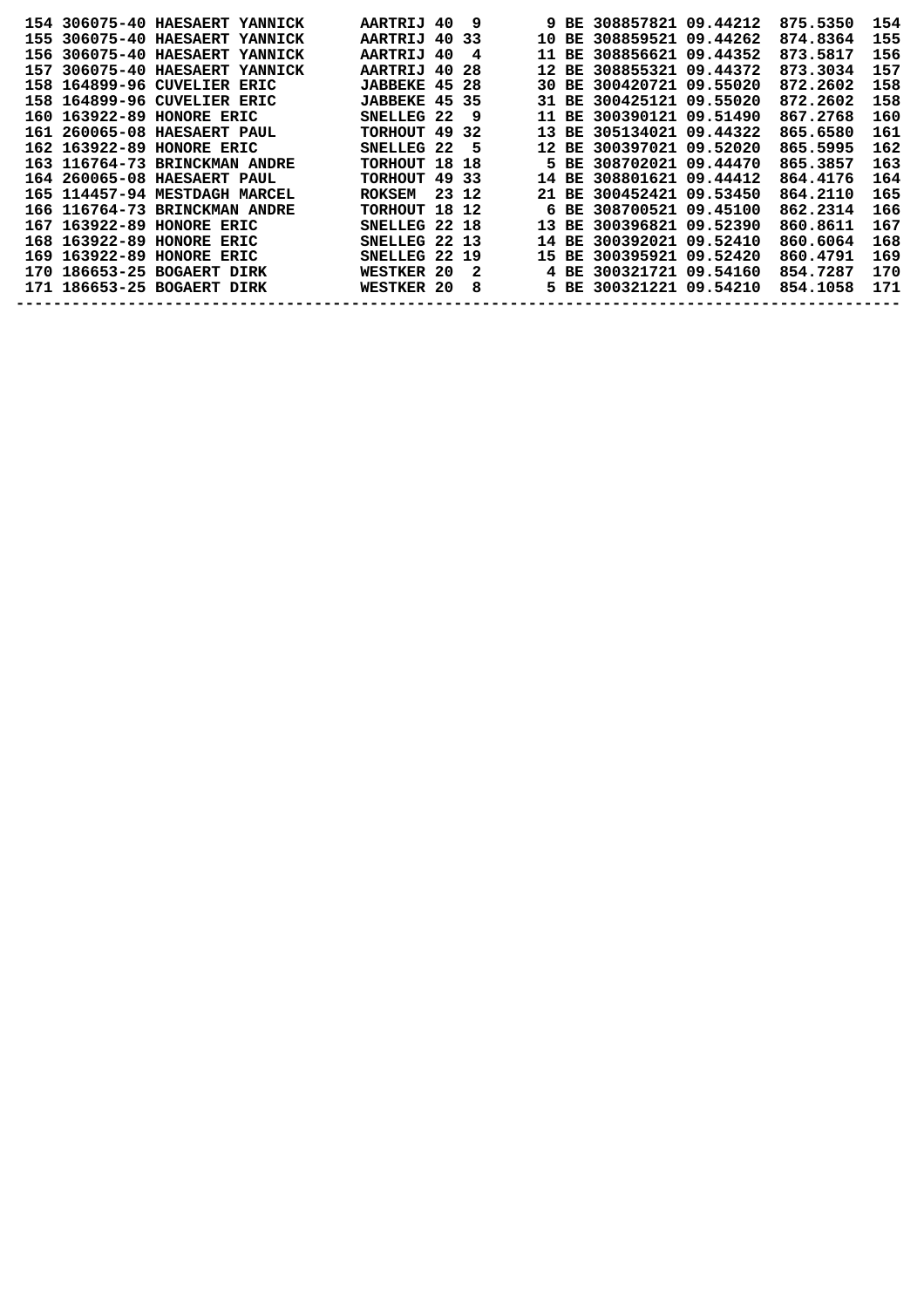| | | | | | | | | | | | |
|---|---|---|---|---|---|---|---|---|---|---|---|
| 154 | 306075-40 | HAESAERT YANNICK | AARTRIJ | 40 | 9 | 9 | BE | 308857821 | 09.44212 | 875.5350 | 154 |
| 155 | 306075-40 | HAESAERT YANNICK | AARTRIJ | 40 | 33 | 10 | BE | 308859521 | 09.44262 | 874.8364 | 155 |
| 156 | 306075-40 | HAESAERT YANNICK | AARTRIJ | 40 | 4 | 11 | BE | 308856621 | 09.44352 | 873.5817 | 156 |
| 157 | 306075-40 | HAESAERT YANNICK | AARTRIJ | 40 | 28 | 12 | BE | 308855321 | 09.44372 | 873.3034 | 157 |
| 158 | 164899-96 | CUVELIER ERIC | JABBEKE | 45 | 28 | 30 | BE | 300420721 | 09.55020 | 872.2602 | 158 |
| 158 | 164899-96 | CUVELIER ERIC | JABBEKE | 45 | 35 | 31 | BE | 300425121 | 09.55020 | 872.2602 | 158 |
| 160 | 163922-89 | HONORE ERIC | SNELLEG | 22 | 9 | 11 | BE | 300390121 | 09.51490 | 867.2768 | 160 |
| 161 | 260065-08 | HAESAERT PAUL | TORHOUT | 49 | 32 | 13 | BE | 305134021 | 09.44322 | 865.6580 | 161 |
| 162 | 163922-89 | HONORE ERIC | SNELLEG | 22 | 5 | 12 | BE | 300397021 | 09.52020 | 865.5995 | 162 |
| 163 | 116764-73 | BRINCKMAN ANDRE | TORHOUT | 18 | 18 | 5 | BE | 308702021 | 09.44470 | 865.3857 | 163 |
| 164 | 260065-08 | HAESAERT PAUL | TORHOUT | 49 | 33 | 14 | BE | 308801621 | 09.44412 | 864.4176 | 164 |
| 165 | 114457-94 | MESTDAGH MARCEL | ROKSEM | 23 | 12 | 21 | BE | 300452421 | 09.53450 | 864.2110 | 165 |
| 166 | 116764-73 | BRINCKMAN ANDRE | TORHOUT | 18 | 12 | 6 | BE | 308700521 | 09.45100 | 862.2314 | 166 |
| 167 | 163922-89 | HONORE ERIC | SNELLEG | 22 | 18 | 13 | BE | 300396821 | 09.52390 | 860.8611 | 167 |
| 168 | 163922-89 | HONORE ERIC | SNELLEG | 22 | 13 | 14 | BE | 300392021 | 09.52410 | 860.6064 | 168 |
| 169 | 163922-89 | HONORE ERIC | SNELLEG | 22 | 19 | 15 | BE | 300395921 | 09.52420 | 860.4791 | 169 |
| 170 | 186653-25 | BOGAERT DIRK | WESTKER | 20 | 2 | 4 | BE | 300321721 | 09.54160 | 854.7287 | 170 |
| 171 | 186653-25 | BOGAERT DIRK | WESTKER | 20 | 8 | 5 | BE | 300321221 | 09.54210 | 854.1058 | 171 |